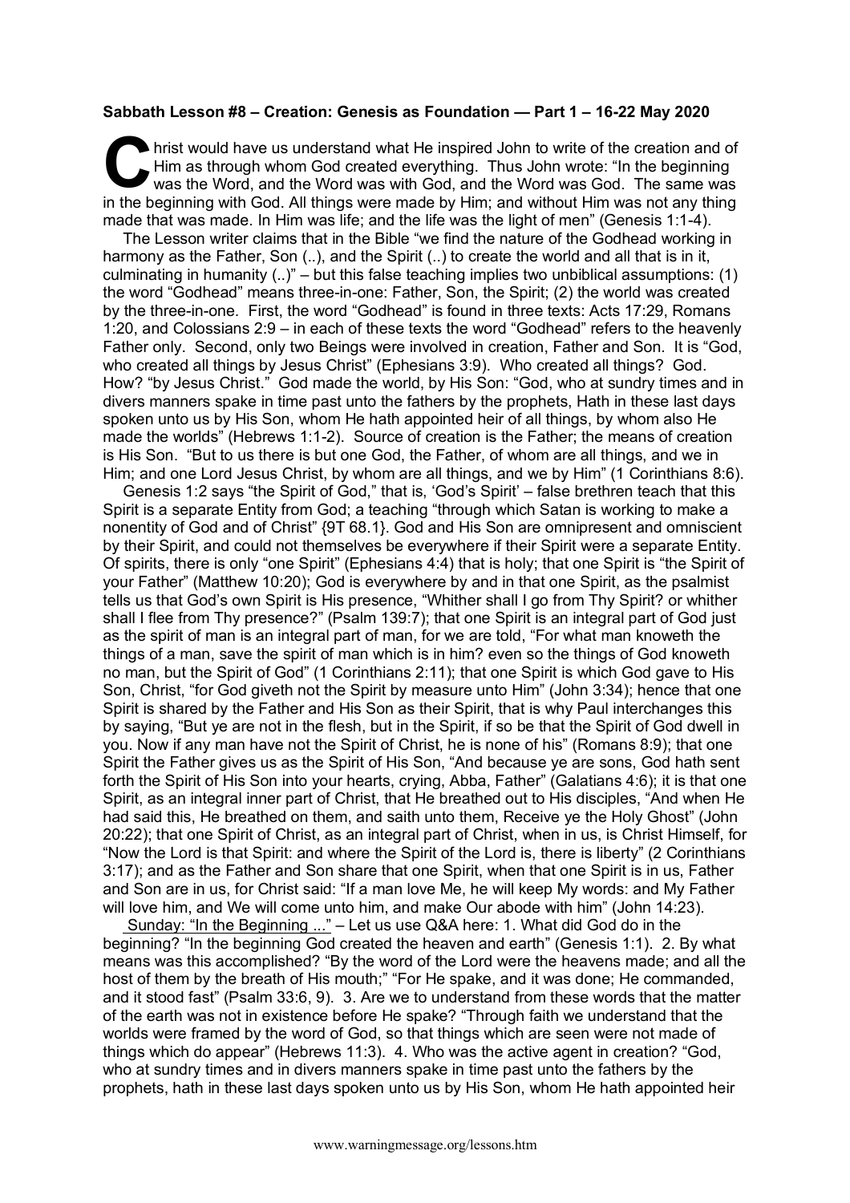**Sabbath Lesson #8 – Creation: Genesis as Foundation — Part 1 – 16-22 May 2020**

Christ would have us understand what He inspired John to write of the creation and of Him as through whom God created everything. Thus John wrote: "In the beginning was the Word, and the Word was with God, and the Word was God. The same was in the beginning with God. All things were made by Him; and without Him was not any thing made that was made. In Him was life; and the life was the light of men" (Genesis 1:1-4).

The Lesson writer claims that in the Bible "we find the nature of the Godhead working in harmony as the Father, Son (..), and the Spirit (..) to create the world and all that is in it, culminating in humanity (..)" – but this false teaching implies two unbiblical assumptions: (1) the word "Godhead" means three-in-one: Father, Son, the Spirit; (2) the world was created by the three-in-one. First, the word "Godhead" is found in three texts: Acts 17:29, Romans 1:20, and Colossians 2:9 – in each of these texts the word "Godhead" refers to the heavenly Father only. Second, only two Beings were involved in creation, Father and Son. It is "God, who created all things by Jesus Christ" (Ephesians 3:9). Who created all things? God. How? "by Jesus Christ." God made the world, by His Son: "God, who at sundry times and in divers manners spake in time past unto the fathers by the prophets, Hath in these last days spoken unto us by His Son, whom He hath appointed heir of all things, by whom also He made the worlds" (Hebrews 1:1-2). Source of creation is the Father; the means of creation is His Son. "But to us there is but one God, the Father, of whom are all things, and we in Him; and one Lord Jesus Christ, by whom are all things, and we by Him" (1 Corinthians 8:6).

Genesis 1:2 says "the Spirit of God," that is, 'God's Spirit' – false brethren teach that this Spirit is a separate Entity from God; a teaching "through which Satan is working to make a nonentity of God and of Christ" {9T 68.1}. God and His Son are omnipresent and omniscient by their Spirit, and could not themselves be everywhere if their Spirit were a separate Entity. Of spirits, there is only "one Spirit" (Ephesians 4:4) that is holy; that one Spirit is "the Spirit of your Father" (Matthew 10:20); God is everywhere by and in that one Spirit, as the psalmist tells us that God's own Spirit is His presence, "Whither shall I go from Thy Spirit? or whither shall I flee from Thy presence?" (Psalm 139:7); that one Spirit is an integral part of God just as the spirit of man is an integral part of man, for we are told, "For what man knoweth the things of a man, save the spirit of man which is in him? even so the things of God knoweth no man, but the Spirit of God" (1 Corinthians 2:11); that one Spirit is which God gave to His Son, Christ, "for God giveth not the Spirit by measure unto Him" (John 3:34); hence that one Spirit is shared by the Father and His Son as their Spirit, that is why Paul interchanges this by saying, "But ye are not in the flesh, but in the Spirit, if so be that the Spirit of God dwell in you. Now if any man have not the Spirit of Christ, he is none of his" (Romans 8:9); that one Spirit the Father gives us as the Spirit of His Son, "And because ye are sons, God hath sent forth the Spirit of His Son into your hearts, crying, Abba, Father" (Galatians 4:6); it is that one Spirit, as an integral inner part of Christ, that He breathed out to His disciples, "And when He had said this, He breathed on them, and saith unto them, Receive ye the Holy Ghost" (John 20:22); that one Spirit of Christ, as an integral part of Christ, when in us, is Christ Himself, for "Now the Lord is that Spirit: and where the Spirit of the Lord is, there is liberty" (2 Corinthians 3:17); and as the Father and Son share that one Spirit, when that one Spirit is in us, Father and Son are in us, for Christ said: "If a man love Me, he will keep My words: and My Father will love him, and We will come unto him, and make Our abode with him" (John 14:23).

Sunday: "In the Beginning ..." – Let us use Q&A here: 1. What did God do in the beginning? "In the beginning God created the heaven and earth" (Genesis 1:1). 2. By what means was this accomplished? "By the word of the Lord were the heavens made; and all the host of them by the breath of His mouth;" "For He spake, and it was done; He commanded, and it stood fast" (Psalm 33:6, 9). 3. Are we to understand from these words that the matter of the earth was not in existence before He spake? "Through faith we understand that the worlds were framed by the word of God, so that things which are seen were not made of things which do appear" (Hebrews 11:3). 4. Who was the active agent in creation? "God, who at sundry times and in divers manners spake in time past unto the fathers by the prophets, hath in these last days spoken unto us by His Son, whom He hath appointed heir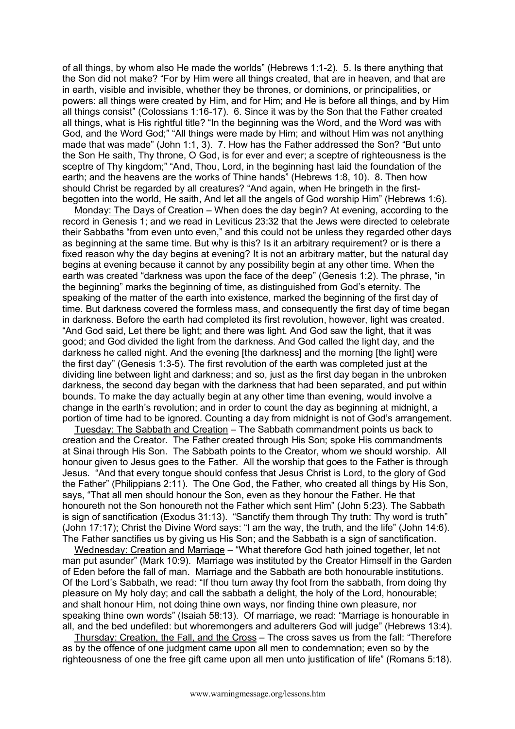of all things, by whom also He made the worlds" (Hebrews 1:1-2). 5. Is there anything that the Son did not make? "For by Him were all things created, that are in heaven, and that are in earth, visible and invisible, whether they be thrones, or dominions, or principalities, or powers: all things were created by Him, and for Him; and He is before all things, and by Him all things consist" (Colossians 1:16-17). 6. Since it was by the Son that the Father created all things, what is His rightful title? "In the beginning was the Word, and the Word was with God, and the Word God;" "All things were made by Him; and without Him was not anything made that was made" (John 1:1, 3). 7. How has the Father addressed the Son? "But unto the Son He saith, Thy throne, O God, is for ever and ever; a sceptre of righteousness is the sceptre of Thy kingdom;" "And, Thou, Lord, in the beginning hast laid the foundation of the earth; and the heavens are the works of Thine hands" (Hebrews 1:8, 10). 8. Then how should Christ be regarded by all creatures? "And again, when He bringeth in the first-begotten into the world, He saith, And let all the angels of God worship Him" (Hebrews 1:6).

Monday: The Days of Creation – When does the day begin? At evening, according to the record in Genesis 1; and we read in Leviticus 23:32 that the Jews were directed to celebrate their Sabbaths "from even unto even," and this could not be unless they regarded other days as beginning at the same time. But why is this? Is it an arbitrary requirement? or is there a fixed reason why the day begins at evening? It is not an arbitrary matter, but the natural day begins at evening because it cannot by any possibility begin at any other time. When the earth was created "darkness was upon the face of the deep" (Genesis 1:2). The phrase, "in the beginning" marks the beginning of time, as distinguished from God's eternity. The speaking of the matter of the earth into existence, marked the beginning of the first day of time. But darkness covered the formless mass, and consequently the first day of time began in darkness. Before the earth had completed its first revolution, however, light was created. "And God said, Let there be light; and there was light. And God saw the light, that it was good; and God divided the light from the darkness. And God called the light day, and the darkness he called night. And the evening [the darkness] and the morning [the light] were the first day" (Genesis 1:3-5). The first revolution of the earth was completed just at the dividing line between light and darkness; and so, just as the first day began in the unbroken darkness, the second day began with the darkness that had been separated, and put within bounds. To make the day actually begin at any other time than evening, would involve a change in the earth's revolution; and in order to count the day as beginning at midnight, a portion of time had to be ignored. Counting a day from midnight is not of God's arrangement.

Tuesday: The Sabbath and Creation – The Sabbath commandment points us back to creation and the Creator. The Father created through His Son; spoke His commandments at Sinai through His Son. The Sabbath points to the Creator, whom we should worship. All honour given to Jesus goes to the Father. All the worship that goes to the Father is through Jesus. "And that every tongue should confess that Jesus Christ is Lord, to the glory of God the Father" (Philippians 2:11). The One God, the Father, who created all things by His Son, says, "That all men should honour the Son, even as they honour the Father. He that honoureth not the Son honoureth not the Father which sent Him" (John 5:23). The Sabbath is sign of sanctification (Exodus 31:13). "Sanctify them through Thy truth: Thy word is truth" (John 17:17); Christ the Divine Word says: "I am the way, the truth, and the life" (John 14:6). The Father sanctifies us by giving us His Son; and the Sabbath is a sign of sanctification.

Wednesday: Creation and Marriage – "What therefore God hath joined together, let not man put asunder" (Mark 10:9). Marriage was instituted by the Creator Himself in the Garden of Eden before the fall of man. Marriage and the Sabbath are both honourable institutions. Of the Lord's Sabbath, we read: "If thou turn away thy foot from the sabbath, from doing thy pleasure on My holy day; and call the sabbath a delight, the holy of the Lord, honourable; and shalt honour Him, not doing thine own ways, nor finding thine own pleasure, nor speaking thine own words" (Isaiah 58:13). Of marriage, we read: "Marriage is honourable in all, and the bed undefiled: but whoremongers and adulterers God will judge" (Hebrews 13:4).

Thursday: Creation, the Fall, and the Cross – The cross saves us from the fall: "Therefore as by the offence of one judgment came upon all men to condemnation; even so by the righteousness of one the free gift came upon all men unto justification of life" (Romans 5:18).